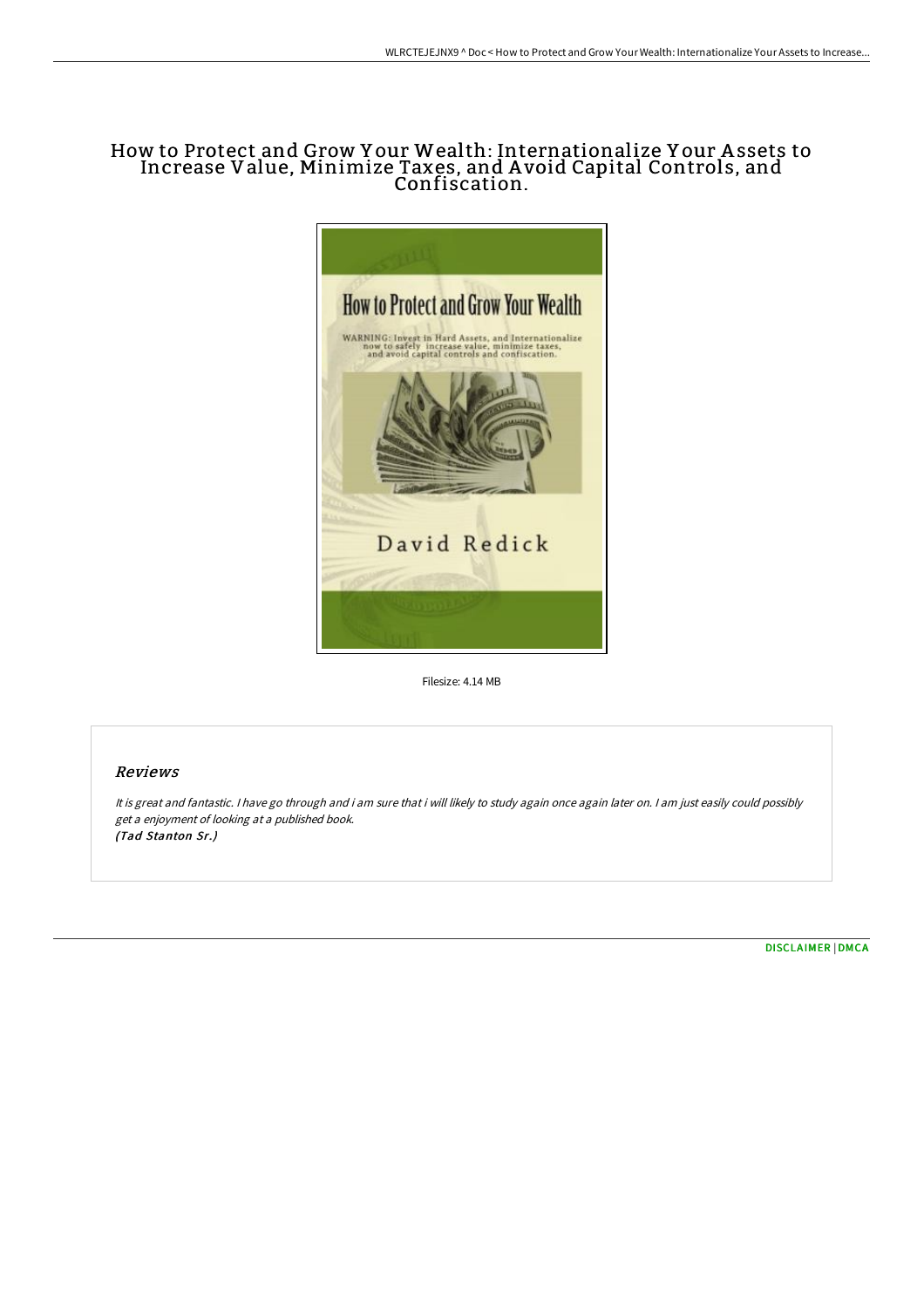# How to Protect and Grow Your Wealth: Internationalize Your Assets to Increase Value, Minimize Taxes, and Avoid Capital Controls, and Confiscation.

Filesize: 4.14 MB

## Reviews

*It is great and fantastic. I have go through and i am sure that i will likely to study again once again later on. I am just easily could possibly get a enjoyment of looking at a published book.*
*(Tad Stanton Sr.)*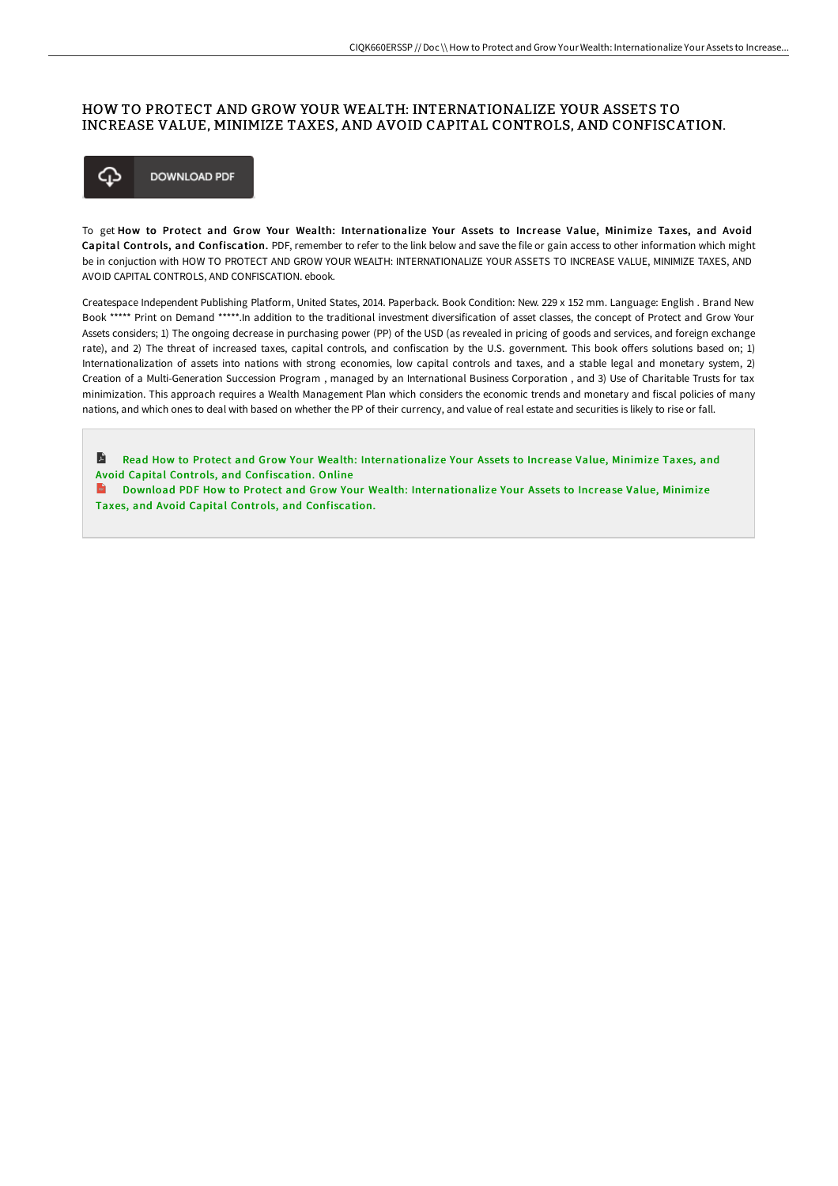# HOW TO PROTECT AND GROW YOUR WEALTH: INTERNATIONALIZE YOUR ASSETS TO INCREASE VALUE, MINIMIZE TAXES, AND AVOID CAPITAL CONTROLS, AND CONFISCATION.

DOWNLOAD PDF

To get **How to Protect and Grow Your Wealth: Internationalize Your Assets to Increase Value, Minimize Taxes, and Avoid Capital Controls, and Confiscation.** PDF, remember to refer to the link below and save the file or gain access to other information which might be in conjuction with HOW TO PROTECT AND GROW YOUR WEALTH: INTERNATIONALIZE YOUR ASSETS TO INCREASE VALUE, MINIMIZE TAXES, AND AVOID CAPITAL CONTROLS, AND CONFISCATION. ebook.

Createspace Independent Publishing Platform, United States, 2014. Paperback. Book Condition: New. 229 x 152 mm. Language: English . Brand New Book ***** Print on Demand *****.In addition to the traditional investment diversification of asset classes, the concept of Protect and Grow Your Assets considers; 1) The ongoing decrease in purchasing power (PP) of the USD (as revealed in pricing of goods and services, and foreign exchange rate), and 2) The threat of increased taxes, capital controls, and confiscation by the U.S. government. This book offers solutions based on; 1) Internationalization of assets into nations with strong economies, low capital controls and taxes, and a stable legal and monetary system, 2) Creation of a Multi-Generation Succession Program , managed by an International Business Corporation , and 3) Use of Charitable Trusts for tax minimization. This approach requires a Wealth Management Plan which considers the economic trends and monetary and fiscal policies of many nations, and which ones to deal with based on whether the PP of their currency, and value of real estate and securities is likely to rise or fall.

Read How to Protect and Grow Your Wealth: Internationalize Your Assets to Increase Value, Minimize Taxes, and Avoid Capital Controls, and Confiscation. Online

Download PDF How to Protect and Grow Your Wealth: Internationalize Your Assets to Increase Value, Minimize Taxes, and Avoid Capital Controls, and Confiscation.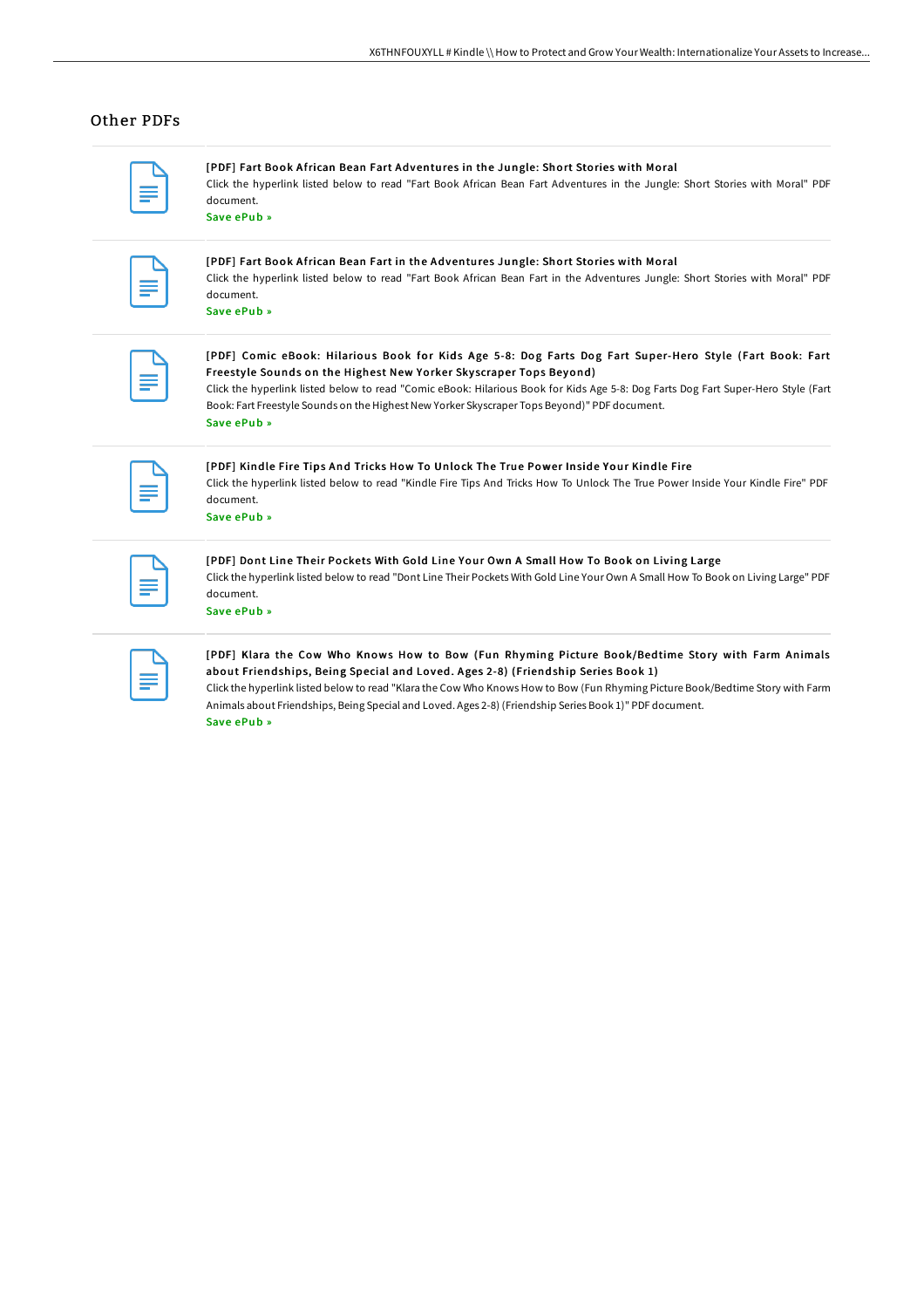## Other PDFs

**[PDF] Fart Book African Bean Fart Adventures in the Jungle: Short Stories with Moral**

Click the hyperlink listed below to read "Fart Book African Bean Fart Adventures in the Jungle: Short Stories with Moral" PDF document.

Save ePub »

**[PDF] Fart Book African Bean Fart in the Adventures Jungle: Short Stories with Moral**

Click the hyperlink listed below to read "Fart Book African Bean Fart in the Adventures Jungle: Short Stories with Moral" PDF document.

Save ePub »

**[PDF] Comic eBook: Hilarious Book for Kids Age 5-8: Dog Farts Dog Fart Super-Hero Style (Fart Book: Fart Freestyle Sounds on the Highest New Yorker Skyscraper Tops Beyond)**

Click the hyperlink listed below to read "Comic eBook: Hilarious Book for Kids Age 5-8: Dog Farts Dog Fart Super-Hero Style (Fart Book: Fart Freestyle Sounds on the Highest New Yorker Skyscraper Tops Beyond)" PDF document.

Save ePub »

**[PDF] Kindle Fire Tips And Tricks How To Unlock The True Power Inside Your Kindle Fire**

Click the hyperlink listed below to read "Kindle Fire Tips And Tricks How To Unlock The True Power Inside Your Kindle Fire" PDF document.

Save ePub »

**[PDF] Dont Line Their Pockets With Gold Line Your Own A Small How To Book on Living Large**

Click the hyperlink listed below to read "Dont Line Their Pockets With Gold Line Your Own A Small How To Book on Living Large" PDF document.

Save ePub »

**[PDF] Klara the Cow Who Knows How to Bow (Fun Rhyming Picture Book/Bedtime Story with Farm Animals about Friendships, Being Special and Loved. Ages 2-8) (Friendship Series Book 1)**

Click the hyperlink listed below to read "Klara the Cow Who Knows How to Bow (Fun Rhyming Picture Book/Bedtime Story with Farm Animals about Friendships, Being Special and Loved. Ages 2-8) (Friendship Series Book 1)" PDF document.

Save ePub »